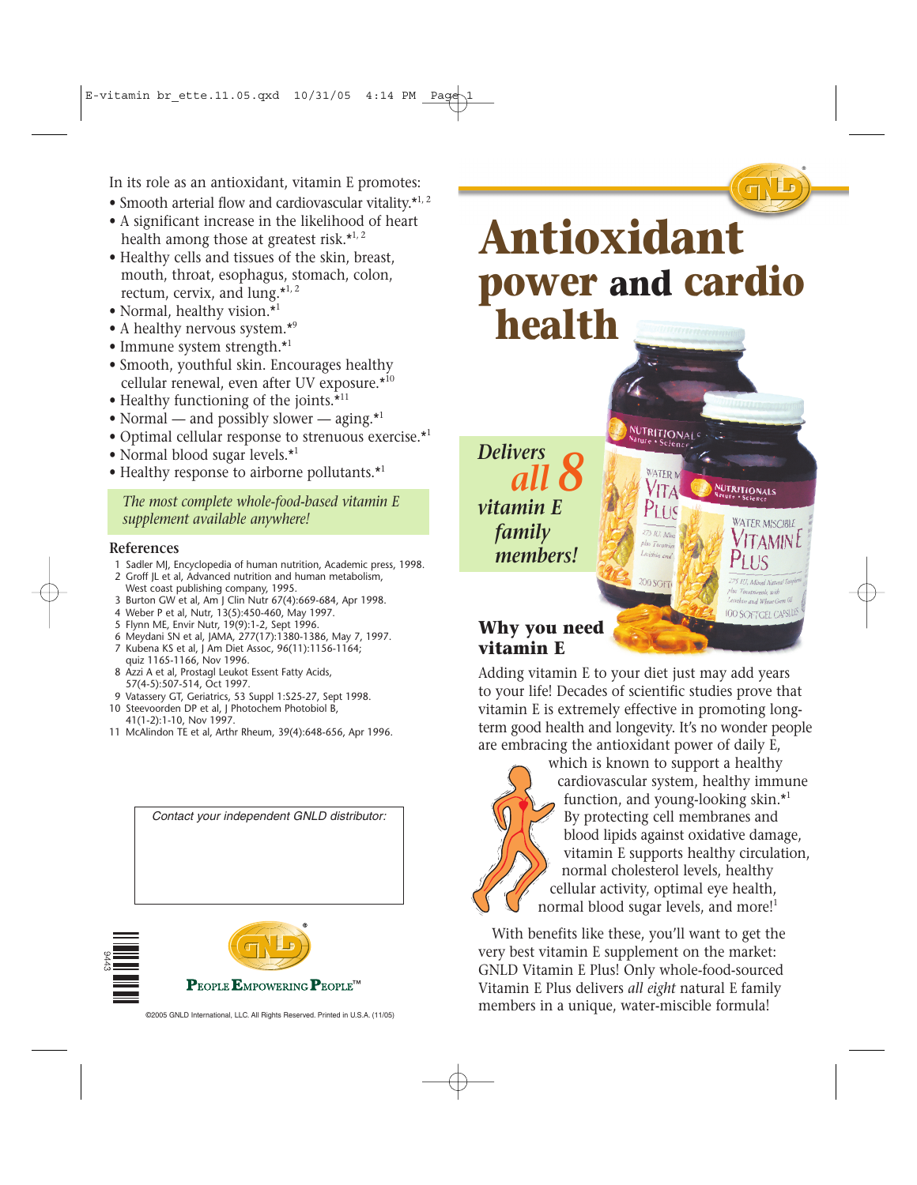# Antioxidant power and cardio health

*Delivers all 8 vitamin E family members!*

## Why you need vitamin E

Adding vitamin E to your diet just may add years to your life! Decades of scientific studies prove that vitamin E is extremely effective in promoting long-term good health and longevity. It's no wonder people are embracing the antioxidant power of daily E, which is known to support a healthy cardiovascular system, healthy immune function, and young-looking skin.*[1] By protecting cell membranes and blood lipids against oxidative damage, vitamin E supports healthy circulation, normal cholesterol levels, healthy cellular activity, optimal eye health, normal blood sugar levels, and more![1]

With benefits like these, you'll want to get the very best vitamin E supplement on the market: GNLD Vitamin E Plus! Only whole-food-sourced Vitamin E Plus delivers *all eight* natural E family members in a unique, water-miscible formula!

In its role as an antioxidant, vitamin E promotes:

- Smooth arterial flow and cardiovascular vitality.*[1, 2]
- A significant increase in the likelihood of heart health among those at greatest risk.*[1, 2]
- Healthy cells and tissues of the skin, breast, mouth, throat, esophagus, stomach, colon, rectum, cervix, and lung.*[1, 2]
- Normal, healthy vision.*[1]
- A healthy nervous system.*[9]
- Immune system strength.*[1]
- Smooth, youthful skin. Encourages healthy cellular renewal, even after UV exposure.*[10]
- Healthy functioning of the joints.*[11]
- Normal — and possibly slower — aging.*[1]
- Optimal cellular response to strenuous exercise.*[1]
- Normal blood sugar levels.*[1]
- Healthy response to airborne pollutants.*[1]

*The most complete whole-food-based vitamin E supplement available anywhere!*

### References

1. Sadler MJ, Encyclopedia of human nutrition, Academic press, 1998.
2. Groff JL et al, Advanced nutrition and human metabolism, West coast publishing company, 1995.
3. Burton GW et al, Am J Clin Nutr 67(4):669-684, Apr 1998.
4. Weber P et al, Nutr, 13(5):450-460, May 1997.
5. Flynn ME, Envir Nutr, 19(9):1-2, Sept 1996.
6. Meydani SN et al, JAMA, 277(17):1380-1386, May 7, 1997.
7. Kubena KS et al, J Am Diet Assoc, 96(11):1156-1164; quiz 1165-1166, Nov 1996.
8. Azzi A et al, Prostagl Leukot Essent Fatty Acids, 57(4-5):507-514, Oct 1997.
9. Vatassery GT, Geriatrics, 53 Suppl 1:S25-27, Sept 1998.
10. Steevoorden DP et al, J Photochem Photobiol B, 41(1-2):1-10, Nov 1997.
11. McAlindon TE et al, Arthr Rheum, 39(4):648-656, Apr 1996.

Contact your independent GNLD distributor:

GNLD

PEOPLE EMPOWERING PEOPLE™

9443

©2005 GNLD International, LLC. All Rights Reserved. Printed in U.S.A. (11/05)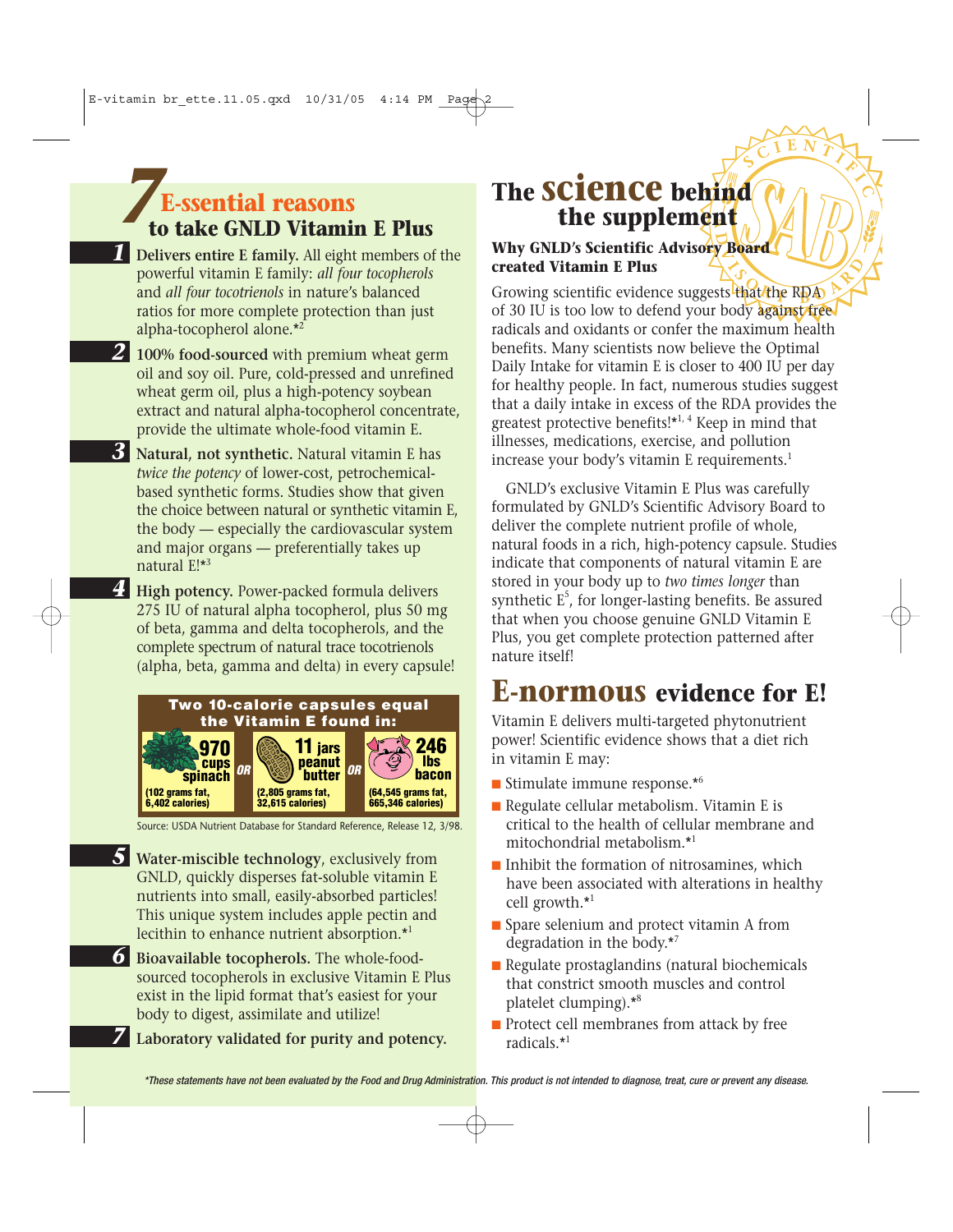# 7 E-ssential reasons to take GNLD Vitamin E Plus

1. **Delivers entire E family.** All eight members of the powerful vitamin E family: *all four tocopherols* and *all four tocotrienols* in nature's balanced ratios for more complete protection than just alpha-tocopherol alone.*[2]

2. **100% food-sourced** with premium wheat germ oil and soy oil. Pure, cold-pressed and unrefined wheat germ oil, plus a high-potency soybean extract and natural alpha-tocopherol concentrate, provide the ultimate whole-food vitamin E.

3. **Natural, not synthetic.** Natural vitamin E has *twice the potency* of lower-cost, petrochemical-based synthetic forms. Studies show that given the choice between natural or synthetic vitamin E, the body — especially the cardiovascular system and major organs — preferentially takes up natural E!*[3]

4. **High potency.** Power-packed formula delivers 275 IU of natural alpha tocopherol, plus 50 mg of beta, gamma and delta tocopherols, and the complete spectrum of natural trace tocotrienols (alpha, beta, gamma and delta) in every capsule!

**Two 10-calorie capsules equal the Vitamin E found in:**

970 cups spinach (102 grams fat, 6,402 calories) OR 11 jars peanut butter (2,805 grams fat, 32,615 calories) OR 246 lbs bacon (64,545 grams fat, 665,346 calories)

Source: USDA Nutrient Database for Standard Reference, Release 12, 3/98.

5. **Water-miscible technology**, exclusively from GNLD, quickly disperses fat-soluble vitamin E nutrients into small, easily-absorbed particles! This unique system includes apple pectin and lecithin to enhance nutrient absorption.*[1]

6. **Bioavailable tocopherols.** The whole-food-sourced tocopherols in exclusive Vitamin E Plus exist in the lipid format that's easiest for your body to digest, assimilate and utilize!

7. **Laboratory validated for purity and potency.**

# The science behind the supplement

### Why GNLD's Scientific Advisory Board created Vitamin E Plus

Growing scientific evidence suggests that the RDA of 30 IU is too low to defend your body against free radicals and oxidants or confer the maximum health benefits. Many scientists now believe the Optimal Daily Intake for vitamin E is closer to 400 IU per day for healthy people. In fact, numerous studies suggest that a daily intake in excess of the RDA provides the greatest protective benefits!*[1, 4] Keep in mind that illnesses, medications, exercise, and pollution increase your body's vitamin E requirements.[1]

GNLD's exclusive Vitamin E Plus was carefully formulated by GNLD's Scientific Advisory Board to deliver the complete nutrient profile of whole, natural foods in a rich, high-potency capsule. Studies indicate that components of natural vitamin E are stored in your body up to *two times longer* than synthetic E[5], for longer-lasting benefits. Be assured that when you choose genuine GNLD Vitamin E Plus, you get complete protection patterned after nature itself!

# E-normous evidence for E!

Vitamin E delivers multi-targeted phytonutrient power! Scientific evidence shows that a diet rich in vitamin E may:

- Stimulate immune response.*[6]
- Regulate cellular metabolism. Vitamin E is critical to the health of cellular membrane and mitochondrial metabolism.*[1]
- Inhibit the formation of nitrosamines, which have been associated with alterations in healthy cell growth.*[1]
- Spare selenium and protect vitamin A from degradation in the body.*[7]
- Regulate prostaglandins (natural biochemicals that constrict smooth muscles and control platelet clumping).*[8]
- Protect cell membranes from attack by free radicals.*[1]

*These statements have not been evaluated by the Food and Drug Administration. This product is not intended to diagnose, treat, cure or prevent any disease.